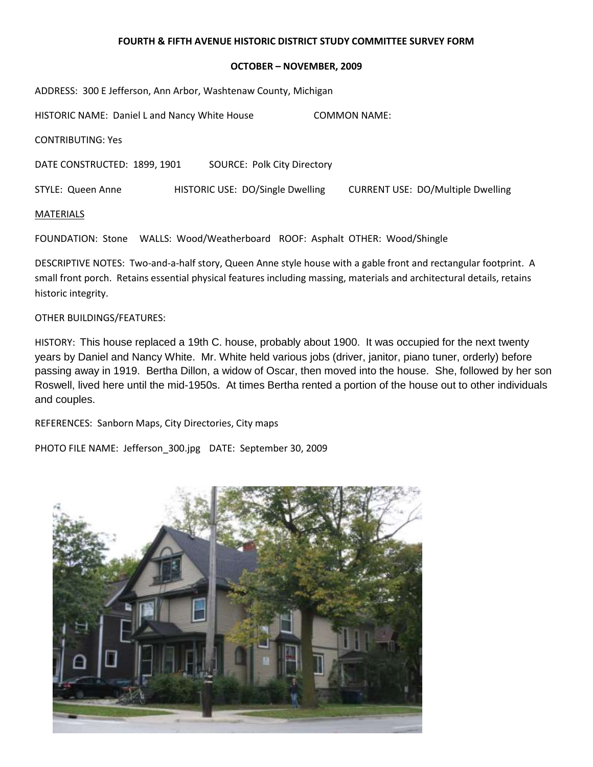**FOURTH & FIFTH AVENUE HISTORIC DISTRICT STUDY COMMITTEE SURVEY FORM**

**OCTOBER – NOVEMBER, 2009**

ADDRESS: 300 E Jefferson, Ann Arbor, Washtenaw County, Michigan

HISTORIC NAME: Daniel L and Nancy White House COMMON NAME:

CONTRIBUTING: Yes

DATE CONSTRUCTED: 1899, 1901 SOURCE: Polk City Directory

STYLE: Queen Anne HISTORIC USE: DO/Single Dwelling CURRENT USE: DO/Multiple Dwelling

MATERIALS

FOUNDATION: Stone WALLS: Wood/Weatherboard ROOF: Asphalt OTHER: Wood/Shingle

DESCRIPTIVE NOTES: Two-and-a-half story, Queen Anne style house with a gable front and rectangular footprint. A small front porch. Retains essential physical features including massing, materials and architectural details, retains historic integrity.

OTHER BUILDINGS/FEATURES:

HISTORY: This house replaced a 19th C. house, probably about 1900. It was occupied for the next twenty years by Daniel and Nancy White. Mr. White held various jobs (driver, janitor, piano tuner, orderly) before passing away in 1919. Bertha Dillon, a widow of Oscar, then moved into the house. She, followed by her son Roswell, lived here until the mid-1950s. At times Bertha rented a portion of the house out to other individuals and couples.

REFERENCES: Sanborn Maps, City Directories, City maps

PHOTO FILE NAME: Jefferson_300.jpg DATE: September 30, 2009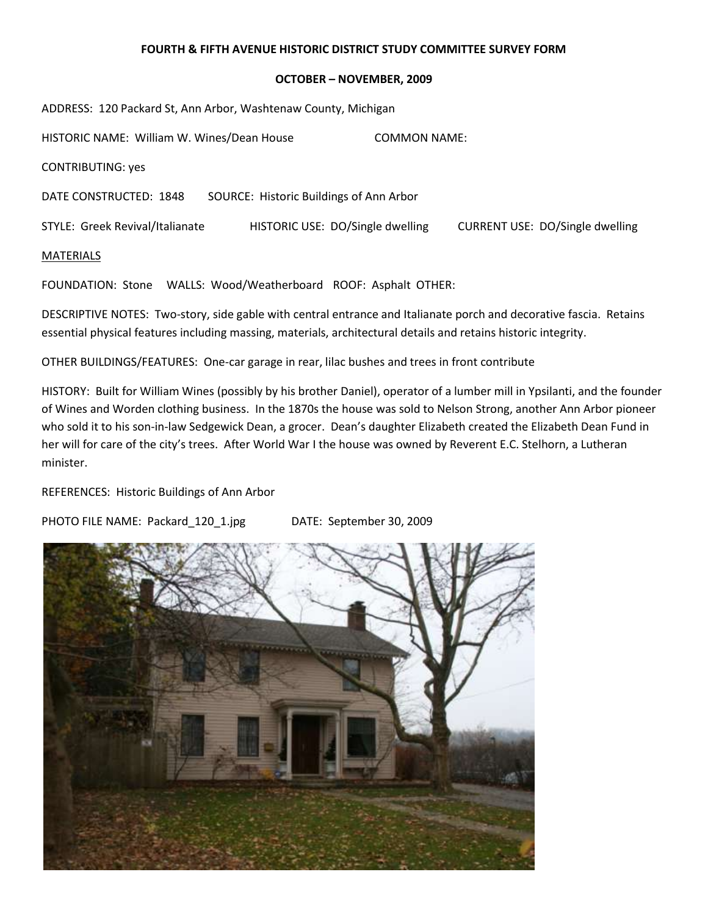**FOURTH & FIFTH AVENUE HISTORIC DISTRICT STUDY COMMITTEE SURVEY FORM**

**OCTOBER – NOVEMBER, 2009**

ADDRESS: 120 Packard St, Ann Arbor, Washtenaw County, Michigan

HISTORIC NAME: William W. Wines/Dean House COMMON NAME:

CONTRIBUTING: yes

DATE CONSTRUCTED: 1848 SOURCE: Historic Buildings of Ann Arbor

STYLE: Greek Revival/Italianate HISTORIC USE: DO/Single dwelling CURRENT USE: DO/Single dwelling

MATERIALS

FOUNDATION: Stone WALLS: Wood/Weatherboard ROOF: Asphalt OTHER:

DESCRIPTIVE NOTES: Two-story, side gable with central entrance and Italianate porch and decorative fascia. Retains essential physical features including massing, materials, architectural details and retains historic integrity.

OTHER BUILDINGS/FEATURES: One-car garage in rear, lilac bushes and trees in front contribute

HISTORY: Built for William Wines (possibly by his brother Daniel), operator of a lumber mill in Ypsilanti, and the founder of Wines and Worden clothing business. In the 1870s the house was sold to Nelson Strong, another Ann Arbor pioneer who sold it to his son-in-law Sedgewick Dean, a grocer. Dean's daughter Elizabeth created the Elizabeth Dean Fund in her will for care of the city's trees. After World War I the house was owned by Reverent E.C. Stelhorn, a Lutheran minister.

REFERENCES: Historic Buildings of Ann Arbor

PHOTO FILE NAME: Packard_120_1.jpg DATE: September 30, 2009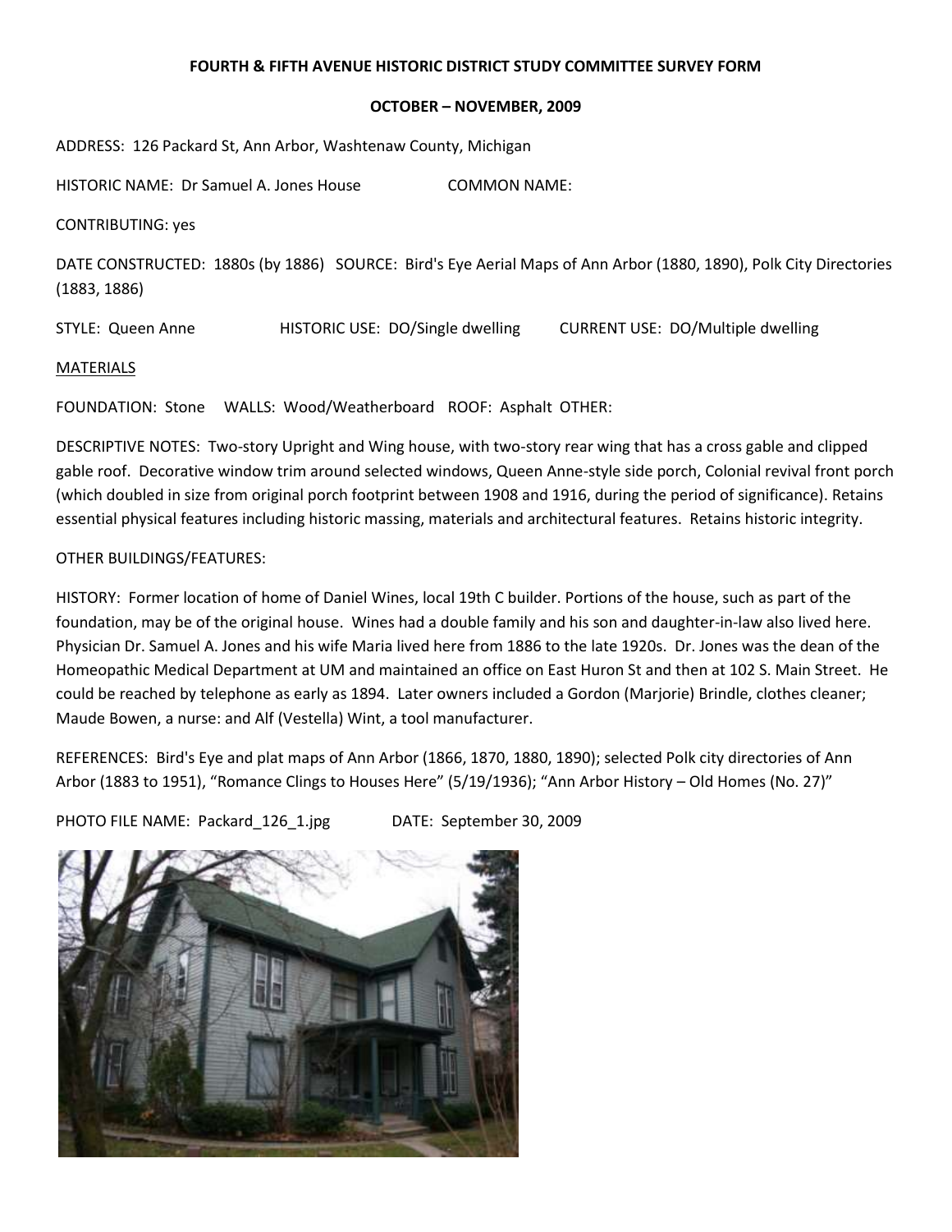**FOURTH & FIFTH AVENUE HISTORIC DISTRICT STUDY COMMITTEE SURVEY FORM**

**OCTOBER – NOVEMBER, 2009**

ADDRESS: 126 Packard St, Ann Arbor, Washtenaw County, Michigan

HISTORIC NAME: Dr Samuel A. Jones House COMMON NAME:

CONTRIBUTING: yes

DATE CONSTRUCTED: 1880s (by 1886) SOURCE: Bird's Eye Aerial Maps of Ann Arbor (1880, 1890), Polk City Directories (1883, 1886)

STYLE: Queen Anne HISTORIC USE: DO/Single dwelling CURRENT USE: DO/Multiple dwelling

MATERIALS

FOUNDATION: Stone WALLS: Wood/Weatherboard ROOF: Asphalt OTHER:

DESCRIPTIVE NOTES: Two-story Upright and Wing house, with two-story rear wing that has a cross gable and clipped gable roof. Decorative window trim around selected windows, Queen Anne-style side porch, Colonial revival front porch (which doubled in size from original porch footprint between 1908 and 1916, during the period of significance). Retains essential physical features including historic massing, materials and architectural features. Retains historic integrity.

OTHER BUILDINGS/FEATURES:

HISTORY: Former location of home of Daniel Wines, local 19th C builder. Portions of the house, such as part of the foundation, may be of the original house. Wines had a double family and his son and daughter-in-law also lived here. Physician Dr. Samuel A. Jones and his wife Maria lived here from 1886 to the late 1920s. Dr. Jones was the dean of the Homeopathic Medical Department at UM and maintained an office on East Huron St and then at 102 S. Main Street. He could be reached by telephone as early as 1894. Later owners included a Gordon (Marjorie) Brindle, clothes cleaner; Maude Bowen, a nurse: and Alf (Vestella) Wint, a tool manufacturer.

REFERENCES: Bird's Eye and plat maps of Ann Arbor (1866, 1870, 1880, 1890); selected Polk city directories of Ann Arbor (1883 to 1951), "Romance Clings to Houses Here" (5/19/1936); "Ann Arbor History – Old Homes (No. 27)"

PHOTO FILE NAME: Packard_126_1.jpg DATE: September 30, 2009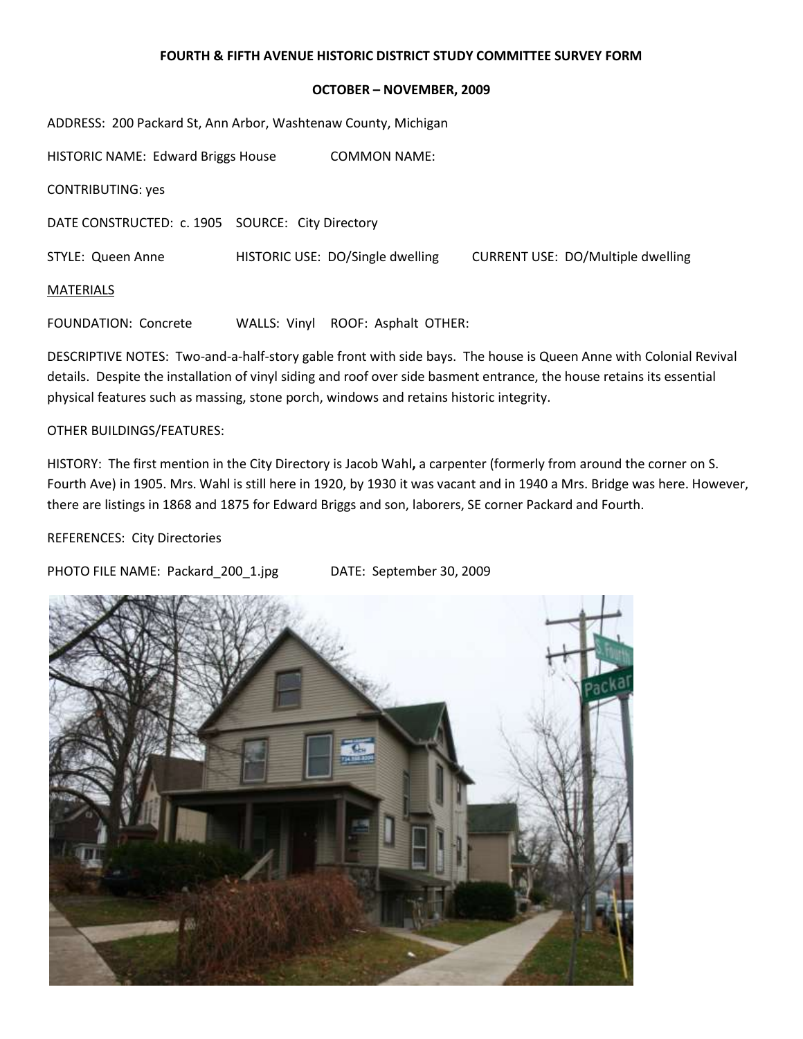**FOURTH & FIFTH AVENUE HISTORIC DISTRICT STUDY COMMITTEE SURVEY FORM**

**OCTOBER – NOVEMBER, 2009**

ADDRESS: 200 Packard St, Ann Arbor, Washtenaw County, Michigan

HISTORIC NAME: Edward Briggs House COMMON NAME:

CONTRIBUTING: yes

DATE CONSTRUCTED: c. 1905 SOURCE: City Directory

STYLE: Queen Anne HISTORIC USE: DO/Single dwelling CURRENT USE: DO/Multiple dwelling

MATERIALS

FOUNDATION: Concrete WALLS: Vinyl ROOF: Asphalt OTHER:

DESCRIPTIVE NOTES: Two-and-a-half-story gable front with side bays. The house is Queen Anne with Colonial Revival details. Despite the installation of vinyl siding and roof over side basment entrance, the house retains its essential physical features such as massing, stone porch, windows and retains historic integrity.

OTHER BUILDINGS/FEATURES:

HISTORY: The first mention in the City Directory is Jacob Wahl, a carpenter (formerly from around the corner on S. Fourth Ave) in 1905. Mrs. Wahl is still here in 1920, by 1930 it was vacant and in 1940 a Mrs. Bridge was here. However, there are listings in 1868 and 1875 for Edward Briggs and son, laborers, SE corner Packard and Fourth.

REFERENCES: City Directories

PHOTO FILE NAME: Packard_200_1.jpg DATE: September 30, 2009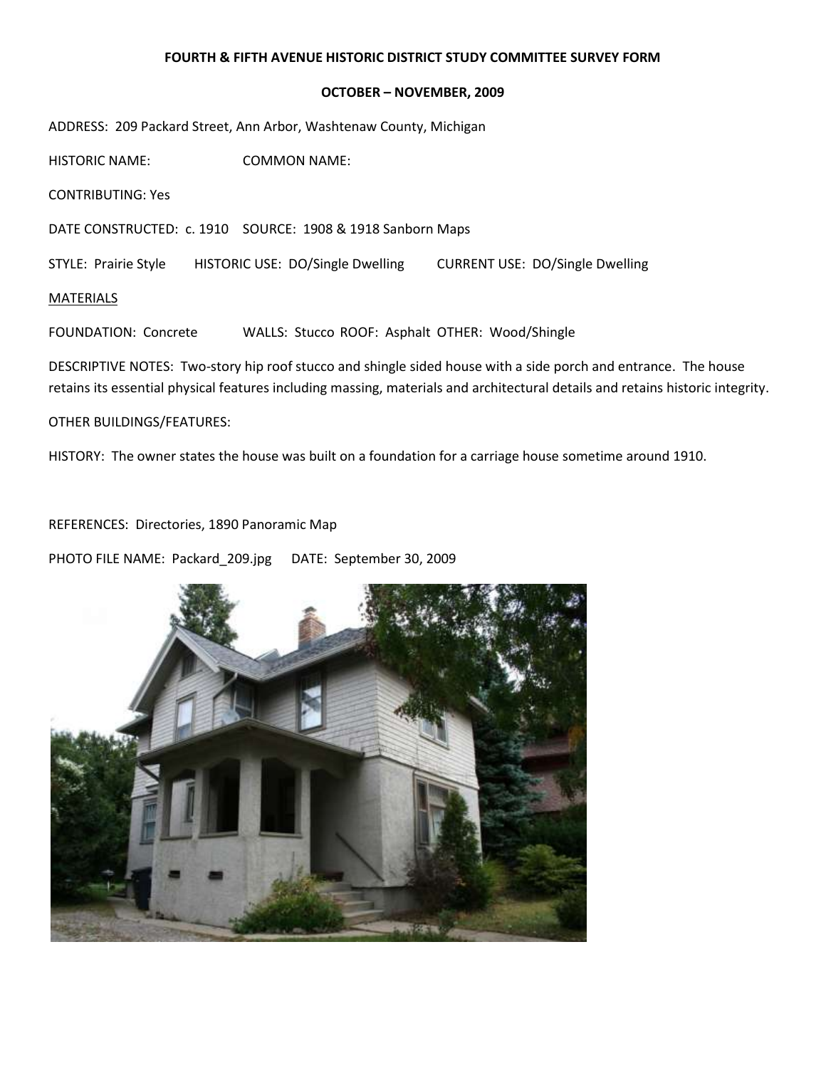**FOURTH & FIFTH AVENUE HISTORIC DISTRICT STUDY COMMITTEE SURVEY FORM**

**OCTOBER – NOVEMBER, 2009**

ADDRESS: 209 Packard Street, Ann Arbor, Washtenaw County, Michigan

HISTORIC NAME: COMMON NAME:

CONTRIBUTING: Yes

DATE CONSTRUCTED: c. 1910 SOURCE: 1908 & 1918 Sanborn Maps

STYLE: Prairie Style HISTORIC USE: DO/Single Dwelling CURRENT USE: DO/Single Dwelling

MATERIALS

FOUNDATION: Concrete WALLS: Stucco ROOF: Asphalt OTHER: Wood/Shingle

DESCRIPTIVE NOTES: Two-story hip roof stucco and shingle sided house with a side porch and entrance. The house retains its essential physical features including massing, materials and architectural details and retains historic integrity.

OTHER BUILDINGS/FEATURES:

HISTORY: The owner states the house was built on a foundation for a carriage house sometime around 1910.

REFERENCES: Directories, 1890 Panoramic Map

PHOTO FILE NAME: Packard_209.jpg DATE: September 30, 2009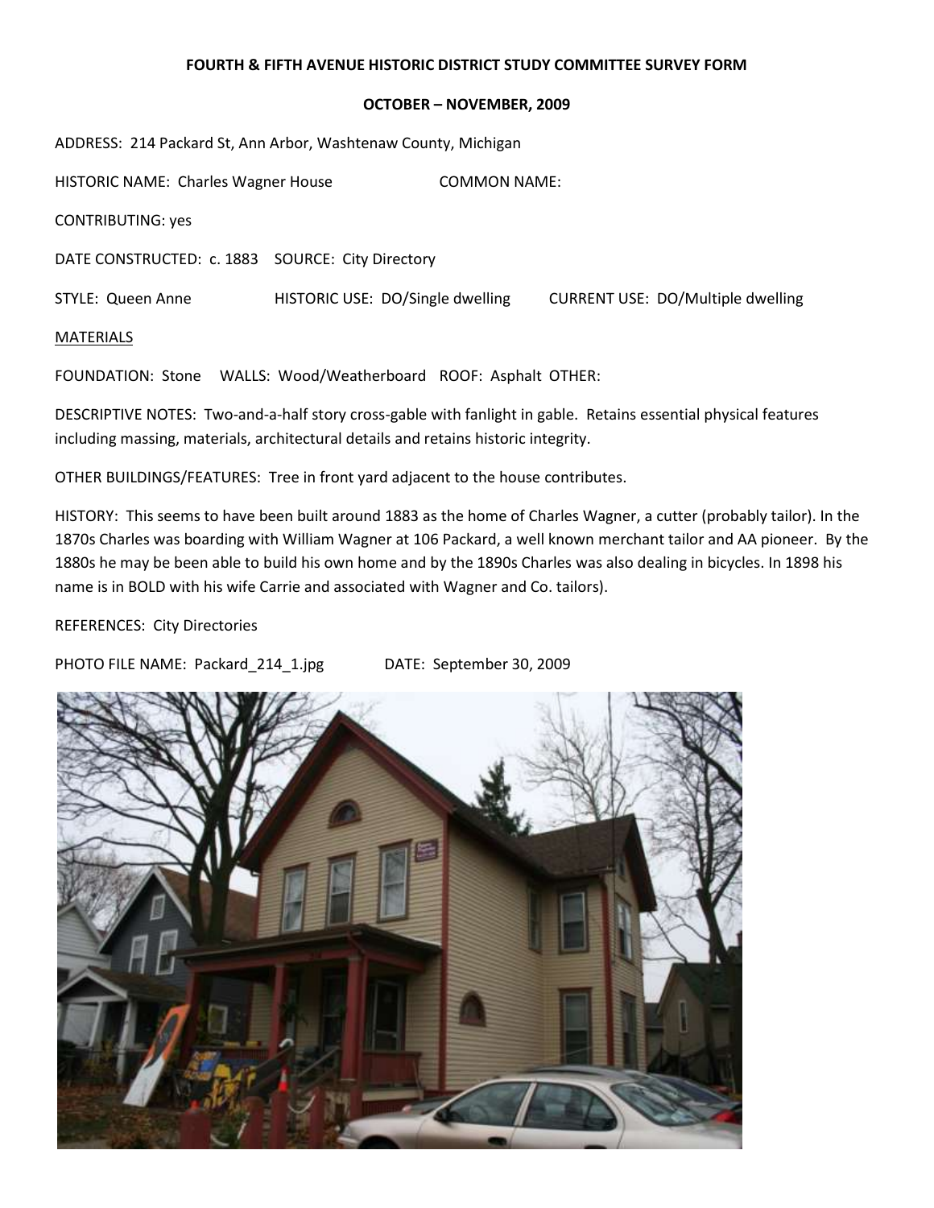**FOURTH & FIFTH AVENUE HISTORIC DISTRICT STUDY COMMITTEE SURVEY FORM**

**OCTOBER – NOVEMBER, 2009**

ADDRESS: 214 Packard St, Ann Arbor, Washtenaw County, Michigan

HISTORIC NAME: Charles Wagner House COMMON NAME:

CONTRIBUTING: yes

DATE CONSTRUCTED: c. 1883 SOURCE: City Directory

STYLE: Queen Anne HISTORIC USE: DO/Single dwelling CURRENT USE: DO/Multiple dwelling

MATERIALS

FOUNDATION: Stone WALLS: Wood/Weatherboard ROOF: Asphalt OTHER:

DESCRIPTIVE NOTES: Two-and-a-half story cross-gable with fanlight in gable. Retains essential physical features including massing, materials, architectural details and retains historic integrity.

OTHER BUILDINGS/FEATURES: Tree in front yard adjacent to the house contributes.

HISTORY: This seems to have been built around 1883 as the home of Charles Wagner, a cutter (probably tailor). In the 1870s Charles was boarding with William Wagner at 106 Packard, a well known merchant tailor and AA pioneer. By the 1880s he may be been able to build his own home and by the 1890s Charles was also dealing in bicycles. In 1898 his name is in BOLD with his wife Carrie and associated with Wagner and Co. tailors).

REFERENCES: City Directories

PHOTO FILE NAME: Packard_214_1.jpg DATE: September 30, 2009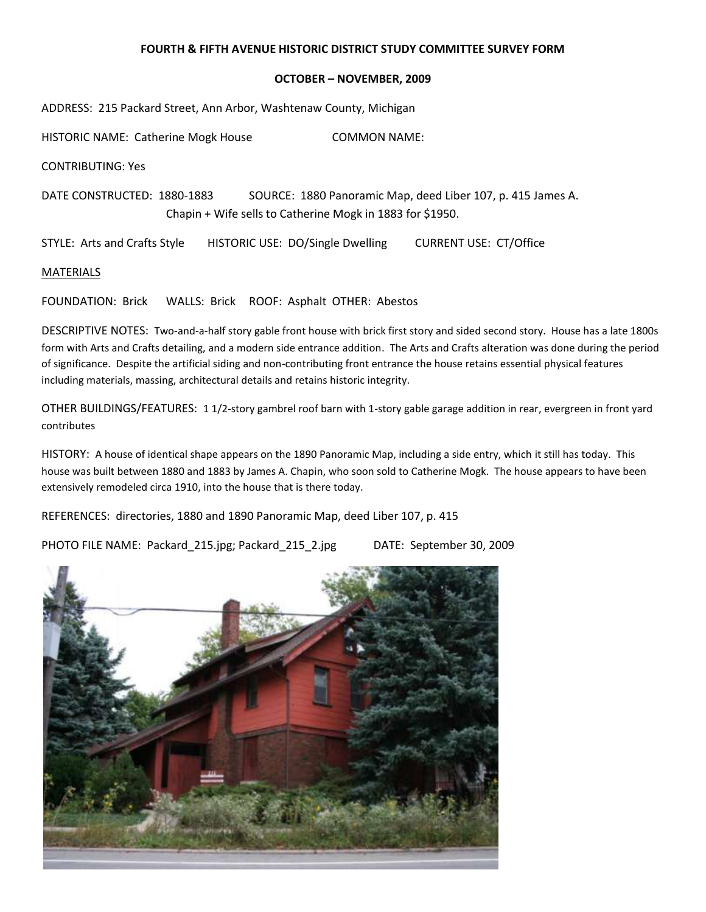**FOURTH & FIFTH AVENUE HISTORIC DISTRICT STUDY COMMITTEE SURVEY FORM**

**OCTOBER – NOVEMBER, 2009**

ADDRESS: 215 Packard Street, Ann Arbor, Washtenaw County, Michigan

HISTORIC NAME: Catherine Mogk House COMMON NAME:

CONTRIBUTING: Yes

DATE CONSTRUCTED: 1880-1883 SOURCE: 1880 Panoramic Map, deed Liber 107, p. 415 James A. Chapin + Wife sells to Catherine Mogk in 1883 for $1950.

STYLE: Arts and Crafts Style HISTORIC USE: DO/Single Dwelling CURRENT USE: CT/Office

MATERIALS

FOUNDATION: Brick WALLS: Brick ROOF: Asphalt OTHER: Abestos

DESCRIPTIVE NOTES: Two-and-a-half story gable front house with brick first story and sided second story. House has a late 1800s form with Arts and Crafts detailing, and a modern side entrance addition. The Arts and Crafts alteration was done during the period of significance. Despite the artificial siding and non-contributing front entrance the house retains essential physical features including materials, massing, architectural details and retains historic integrity.

OTHER BUILDINGS/FEATURES: 1 1/2-story gambrel roof barn with 1-story gable garage addition in rear, evergreen in front yard contributes

HISTORY: A house of identical shape appears on the 1890 Panoramic Map, including a side entry, which it still has today. This house was built between 1880 and 1883 by James A. Chapin, who soon sold to Catherine Mogk. The house appears to have been extensively remodeled circa 1910, into the house that is there today.

REFERENCES: directories, 1880 and 1890 Panoramic Map, deed Liber 107, p. 415

PHOTO FILE NAME: Packard_215.jpg; Packard_215_2.jpg DATE: September 30, 2009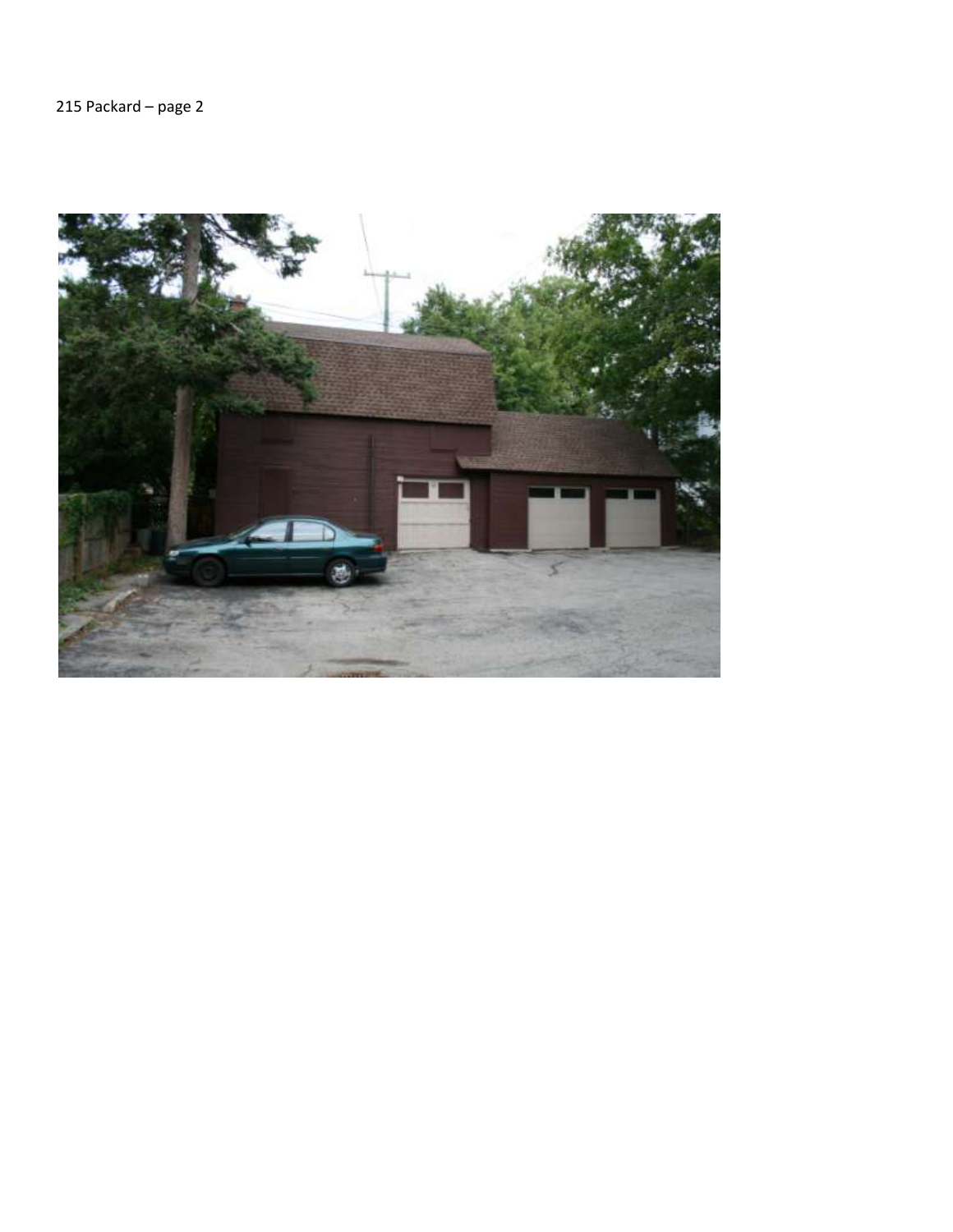215 Packard – page 2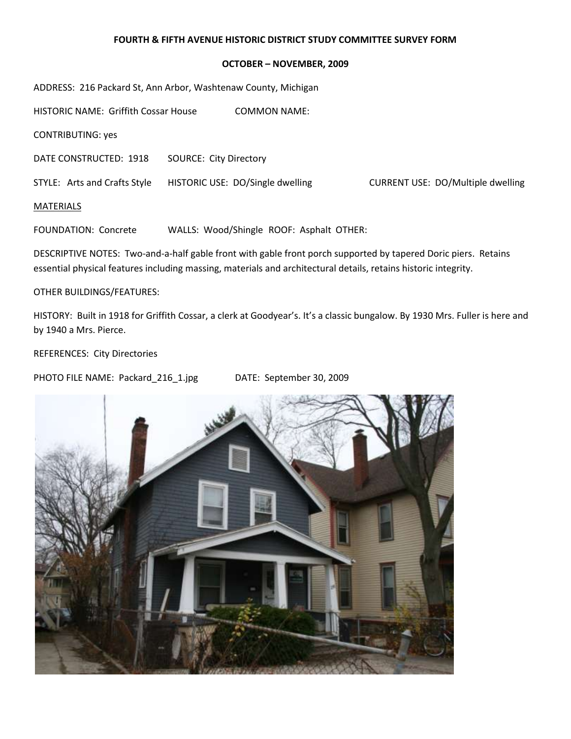**FOURTH & FIFTH AVENUE HISTORIC DISTRICT STUDY COMMITTEE SURVEY FORM**

**OCTOBER – NOVEMBER, 2009**

ADDRESS: 216 Packard St, Ann Arbor, Washtenaw County, Michigan

HISTORIC NAME: Griffith Cossar House COMMON NAME:

CONTRIBUTING: yes

DATE CONSTRUCTED: 1918 SOURCE: City Directory

STYLE: Arts and Crafts Style HISTORIC USE: DO/Single dwelling CURRENT USE: DO/Multiple dwelling

MATERIALS

FOUNDATION: Concrete WALLS: Wood/Shingle ROOF: Asphalt OTHER:

DESCRIPTIVE NOTES: Two-and-a-half gable front with gable front porch supported by tapered Doric piers. Retains essential physical features including massing, materials and architectural details, retains historic integrity.

OTHER BUILDINGS/FEATURES:

HISTORY: Built in 1918 for Griffith Cossar, a clerk at Goodyear's. It's a classic bungalow. By 1930 Mrs. Fuller is here and by 1940 a Mrs. Pierce.

REFERENCES: City Directories

PHOTO FILE NAME: Packard_216_1.jpg DATE: September 30, 2009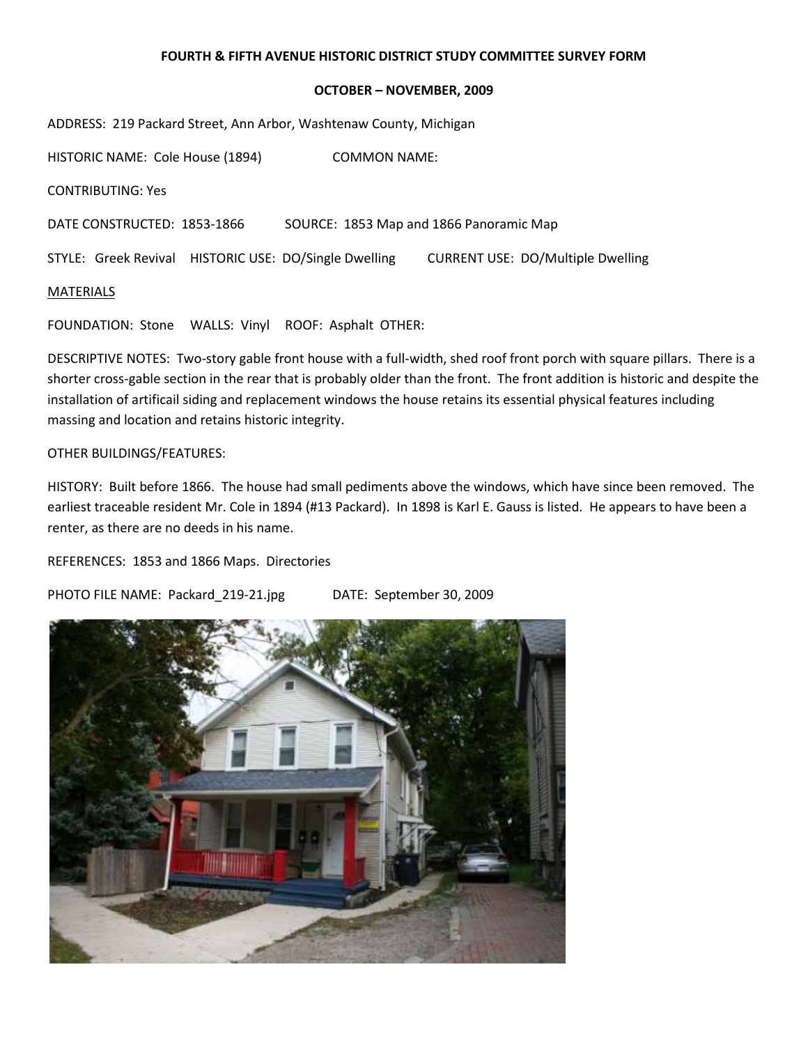**FOURTH & FIFTH AVENUE HISTORIC DISTRICT STUDY COMMITTEE SURVEY FORM**

**OCTOBER – NOVEMBER, 2009**

ADDRESS: 219 Packard Street, Ann Arbor, Washtenaw County, Michigan

HISTORIC NAME: Cole House (1894) COMMON NAME:

CONTRIBUTING: Yes

DATE CONSTRUCTED: 1853-1866 SOURCE: 1853 Map and 1866 Panoramic Map

STYLE: Greek Revival HISTORIC USE: DO/Single Dwelling CURRENT USE: DO/Multiple Dwelling

<u>MATERIALS</u>

FOUNDATION: Stone WALLS: Vinyl ROOF: Asphalt OTHER:

DESCRIPTIVE NOTES: Two-story gable front house with a full-width, shed roof front porch with square pillars. There is a shorter cross-gable section in the rear that is probably older than the front. The front addition is historic and despite the installation of artificail siding and replacement windows the house retains its essential physical features including massing and location and retains historic integrity.

OTHER BUILDINGS/FEATURES:

HISTORY: Built before 1866. The house had small pediments above the windows, which have since been removed. The earliest traceable resident Mr. Cole in 1894 (#13 Packard). In 1898 is Karl E. Gauss is listed. He appears to have been a renter, as there are no deeds in his name.

REFERENCES: 1853 and 1866 Maps. Directories

PHOTO FILE NAME: Packard_219-21.jpg DATE: September 30, 2009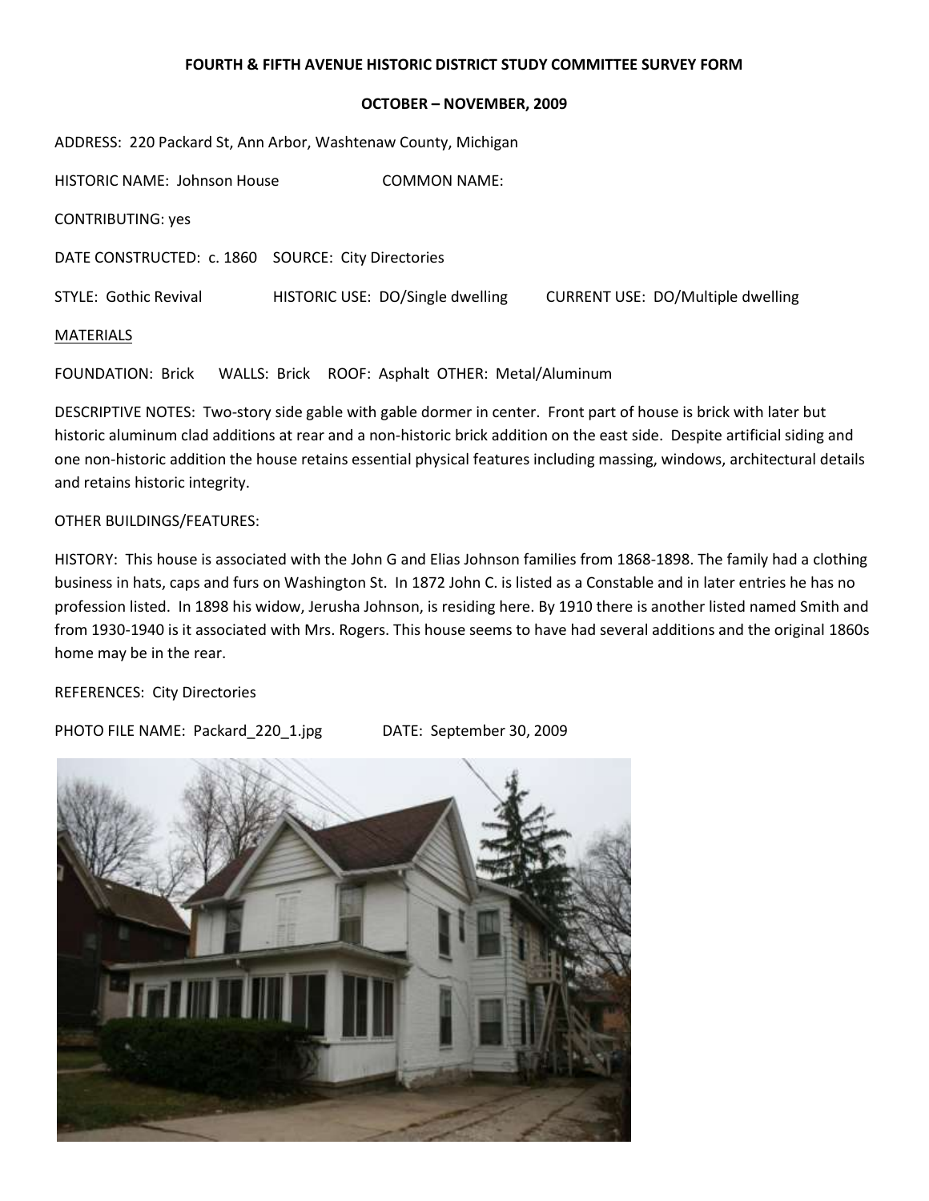**FOURTH & FIFTH AVENUE HISTORIC DISTRICT STUDY COMMITTEE SURVEY FORM**

**OCTOBER – NOVEMBER, 2009**

ADDRESS: 220 Packard St, Ann Arbor, Washtenaw County, Michigan

HISTORIC NAME: Johnson House COMMON NAME:

CONTRIBUTING: yes

DATE CONSTRUCTED: c. 1860 SOURCE: City Directories

STYLE: Gothic Revival HISTORIC USE: DO/Single dwelling CURRENT USE: DO/Multiple dwelling

MATERIALS

FOUNDATION: Brick WALLS: Brick ROOF: Asphalt OTHER: Metal/Aluminum

DESCRIPTIVE NOTES: Two-story side gable with gable dormer in center. Front part of house is brick with later but historic aluminum clad additions at rear and a non-historic brick addition on the east side. Despite artificial siding and one non-historic addition the house retains essential physical features including massing, windows, architectural details and retains historic integrity.

OTHER BUILDINGS/FEATURES:

HISTORY: This house is associated with the John G and Elias Johnson families from 1868-1898. The family had a clothing business in hats, caps and furs on Washington St. In 1872 John C. is listed as a Constable and in later entries he has no profession listed. In 1898 his widow, Jerusha Johnson, is residing here. By 1910 there is another listed named Smith and from 1930-1940 is it associated with Mrs. Rogers. This house seems to have had several additions and the original 1860s home may be in the rear.

REFERENCES: City Directories

PHOTO FILE NAME: Packard_220_1.jpg DATE: September 30, 2009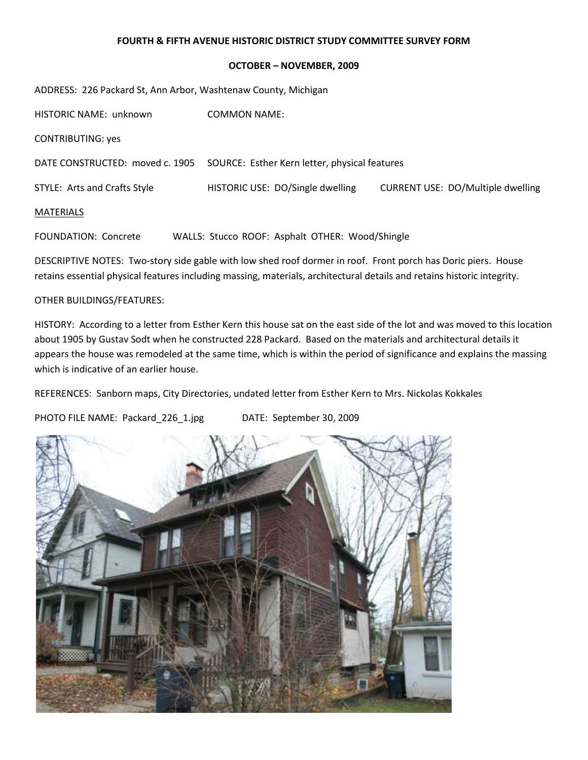**FOURTH & FIFTH AVENUE HISTORIC DISTRICT STUDY COMMITTEE SURVEY FORM**

**OCTOBER – NOVEMBER, 2009**

ADDRESS: 226 Packard St, Ann Arbor, Washtenaw County, Michigan

HISTORIC NAME: unknown COMMON NAME:

CONTRIBUTING: yes

DATE CONSTRUCTED: moved c. 1905 SOURCE: Esther Kern letter, physical features

STYLE: Arts and Crafts Style HISTORIC USE: DO/Single dwelling CURRENT USE: DO/Multiple dwelling

MATERIALS

FOUNDATION: Concrete WALLS: Stucco ROOF: Asphalt OTHER: Wood/Shingle

DESCRIPTIVE NOTES: Two-story side gable with low shed roof dormer in roof. Front porch has Doric piers. House retains essential physical features including massing, materials, architectural details and retains historic integrity.

OTHER BUILDINGS/FEATURES:

HISTORY: According to a letter from Esther Kern this house sat on the east side of the lot and was moved to this location about 1905 by Gustav Sodt when he constructed 228 Packard. Based on the materials and architectural details it appears the house was remodeled at the same time, which is within the period of significance and explains the massing which is indicative of an earlier house.

REFERENCES: Sanborn maps, City Directories, undated letter from Esther Kern to Mrs. Nickolas Kokkales

PHOTO FILE NAME: Packard_226_1.jpg DATE: September 30, 2009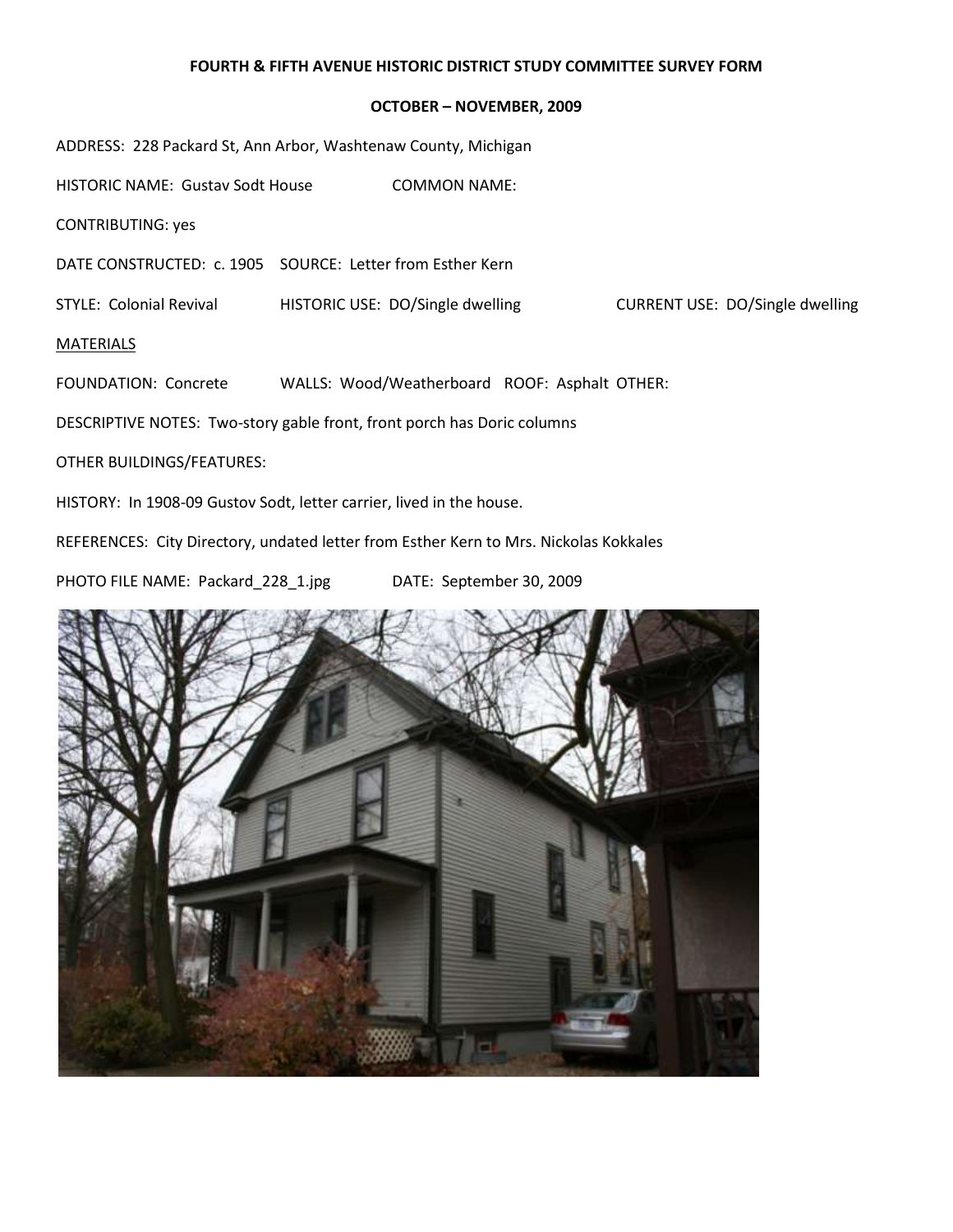**FOURTH & FIFTH AVENUE HISTORIC DISTRICT STUDY COMMITTEE SURVEY FORM**

**OCTOBER – NOVEMBER, 2009**

ADDRESS: 228 Packard St, Ann Arbor, Washtenaw County, Michigan

HISTORIC NAME: Gustav Sodt House COMMON NAME:

CONTRIBUTING: yes

DATE CONSTRUCTED: c. 1905 SOURCE: Letter from Esther Kern

STYLE: Colonial Revival HISTORIC USE: DO/Single dwelling CURRENT USE: DO/Single dwelling

MATERIALS

FOUNDATION: Concrete WALLS: Wood/Weatherboard ROOF: Asphalt OTHER:

DESCRIPTIVE NOTES: Two-story gable front, front porch has Doric columns

OTHER BUILDINGS/FEATURES:

HISTORY: In 1908-09 Gustov Sodt, letter carrier, lived in the house.

REFERENCES: City Directory, undated letter from Esther Kern to Mrs. Nickolas Kokkales

PHOTO FILE NAME: Packard_228_1.jpg DATE: September 30, 2009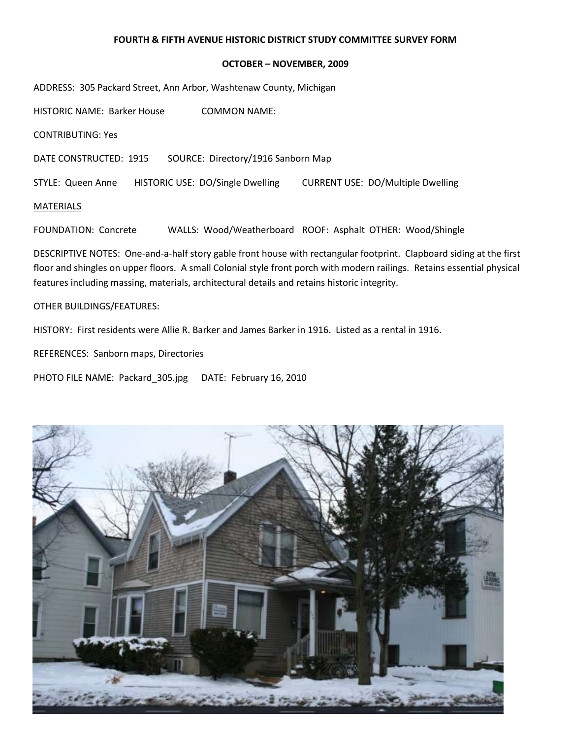**FOURTH & FIFTH AVENUE HISTORIC DISTRICT STUDY COMMITTEE SURVEY FORM**

**OCTOBER – NOVEMBER, 2009**

ADDRESS: 305 Packard Street, Ann Arbor, Washtenaw County, Michigan

HISTORIC NAME: Barker House COMMON NAME:

CONTRIBUTING: Yes

DATE CONSTRUCTED: 1915 SOURCE: Directory/1916 Sanborn Map

STYLE: Queen Anne HISTORIC USE: DO/Single Dwelling CURRENT USE: DO/Multiple Dwelling

MATERIALS

FOUNDATION: Concrete WALLS: Wood/Weatherboard ROOF: Asphalt OTHER: Wood/Shingle

DESCRIPTIVE NOTES: One-and-a-half story gable front house with rectangular footprint. Clapboard siding at the first floor and shingles on upper floors. A small Colonial style front porch with modern railings. Retains essential physical features including massing, materials, architectural details and retains historic integrity.

OTHER BUILDINGS/FEATURES:

HISTORY: First residents were Allie R. Barker and James Barker in 1916. Listed as a rental in 1916.

REFERENCES: Sanborn maps, Directories

PHOTO FILE NAME: Packard_305.jpg DATE: February 16, 2010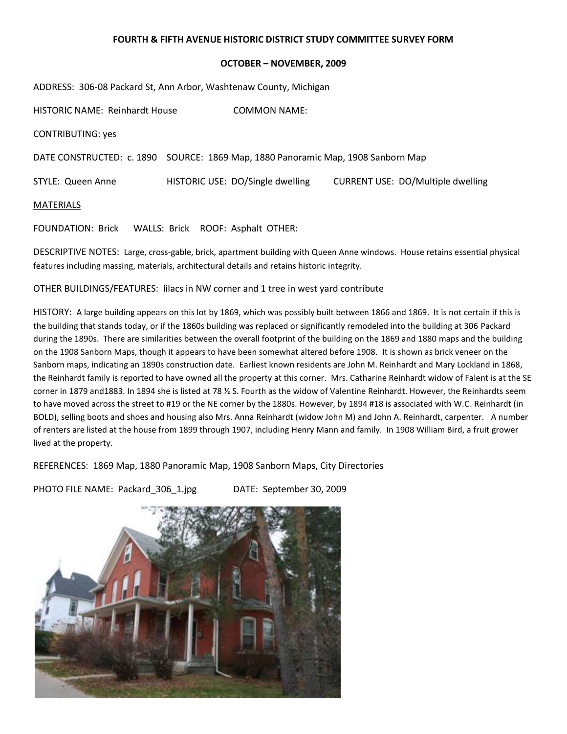**FOURTH & FIFTH AVENUE HISTORIC DISTRICT STUDY COMMITTEE SURVEY FORM**

**OCTOBER – NOVEMBER, 2009**

ADDRESS: 306-08 Packard St, Ann Arbor, Washtenaw County, Michigan

HISTORIC NAME: Reinhardt House COMMON NAME:

CONTRIBUTING: yes

DATE CONSTRUCTED: c. 1890 SOURCE: 1869 Map, 1880 Panoramic Map, 1908 Sanborn Map

STYLE: Queen Anne HISTORIC USE: DO/Single dwelling CURRENT USE: DO/Multiple dwelling

MATERIALS

FOUNDATION: Brick WALLS: Brick ROOF: Asphalt OTHER:

DESCRIPTIVE NOTES: Large, cross-gable, brick, apartment building with Queen Anne windows. House retains essential physical features including massing, materials, architectural details and retains historic integrity.

OTHER BUILDINGS/FEATURES: lilacs in NW corner and 1 tree in west yard contribute

HISTORY: A large building appears on this lot by 1869, which was possibly built between 1866 and 1869. It is not certain if this is the building that stands today, or if the 1860s building was replaced or significantly remodeled into the building at 306 Packard during the 1890s. There are similarities between the overall footprint of the building on the 1869 and 1880 maps and the building on the 1908 Sanborn Maps, though it appears to have been somewhat altered before 1908. It is shown as brick veneer on the Sanborn maps, indicating an 1890s construction date. Earliest known residents are John M. Reinhardt and Mary Lockland in 1868, the Reinhardt family is reported to have owned all the property at this corner. Mrs. Catharine Reinhardt widow of Falent is at the SE corner in 1879 and1883. In 1894 she is listed at 78 ½ S. Fourth as the widow of Valentine Reinhardt. However, the Reinhardts seem to have moved across the street to #19 or the NE corner by the 1880s. However, by 1894 #18 is associated with W.C. Reinhardt (in BOLD), selling boots and shoes and housing also Mrs. Anna Reinhardt (widow John M) and John A. Reinhardt, carpenter. A number of renters are listed at the house from 1899 through 1907, including Henry Mann and family. In 1908 William Bird, a fruit grower lived at the property.

REFERENCES: 1869 Map, 1880 Panoramic Map, 1908 Sanborn Maps, City Directories

PHOTO FILE NAME: Packard_306_1.jpg DATE: September 30, 2009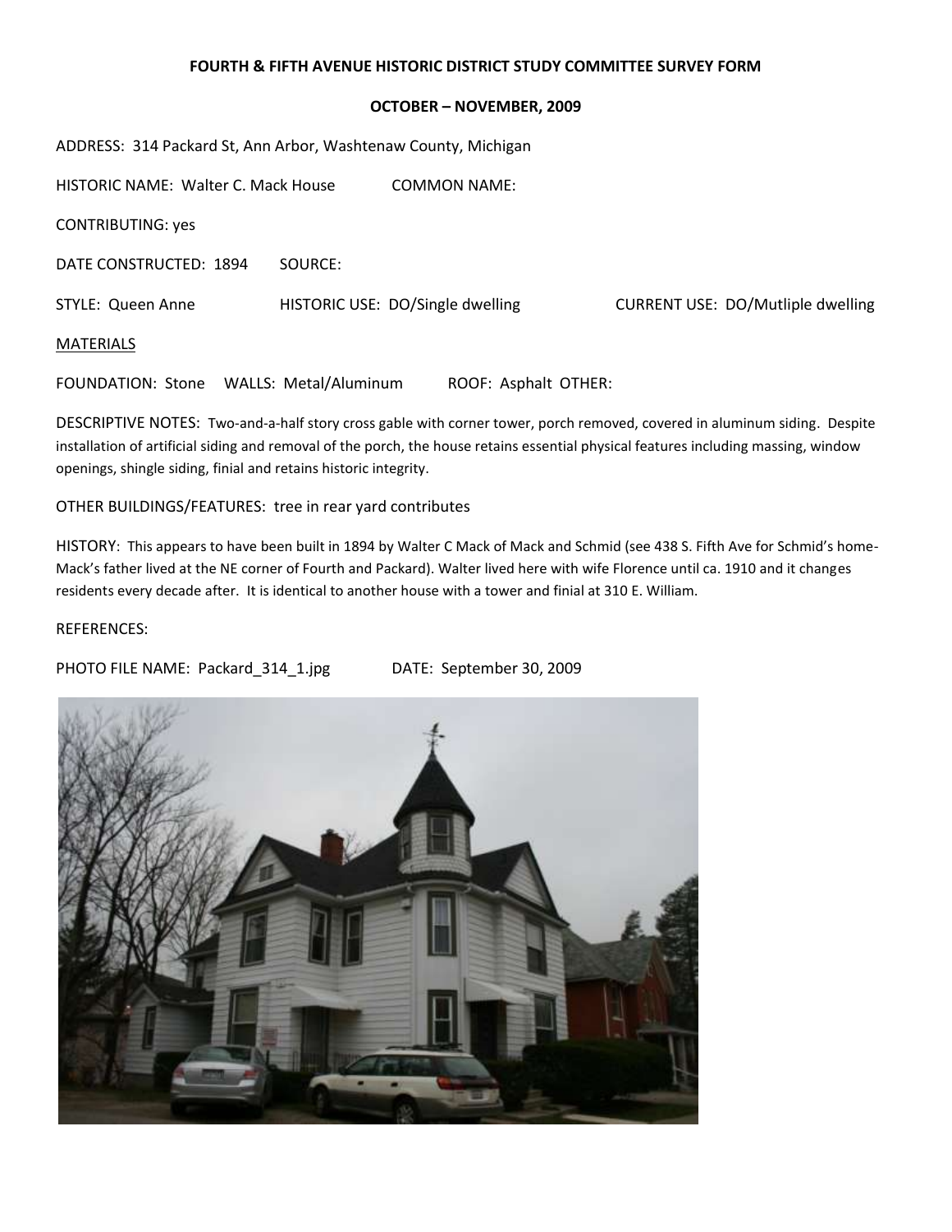**FOURTH & FIFTH AVENUE HISTORIC DISTRICT STUDY COMMITTEE SURVEY FORM**

**OCTOBER – NOVEMBER, 2009**

ADDRESS: 314 Packard St, Ann Arbor, Washtenaw County, Michigan

HISTORIC NAME: Walter C. Mack House COMMON NAME:

CONTRIBUTING: yes

DATE CONSTRUCTED: 1894 SOURCE:

STYLE: Queen Anne HISTORIC USE: DO/Single dwelling CURRENT USE: DO/Mutliple dwelling

MATERIALS

FOUNDATION: Stone WALLS: Metal/Aluminum ROOF: Asphalt OTHER:

DESCRIPTIVE NOTES: Two-and-a-half story cross gable with corner tower, porch removed, covered in aluminum siding. Despite installation of artificial siding and removal of the porch, the house retains essential physical features including massing, window openings, shingle siding, finial and retains historic integrity.

OTHER BUILDINGS/FEATURES: tree in rear yard contributes

HISTORY: This appears to have been built in 1894 by Walter C Mack of Mack and Schmid (see 438 S. Fifth Ave for Schmid's home- Mack's father lived at the NE corner of Fourth and Packard). Walter lived here with wife Florence until ca. 1910 and it changes residents every decade after. It is identical to another house with a tower and finial at 310 E. William.

REFERENCES:

PHOTO FILE NAME: Packard_314_1.jpg DATE: September 30, 2009